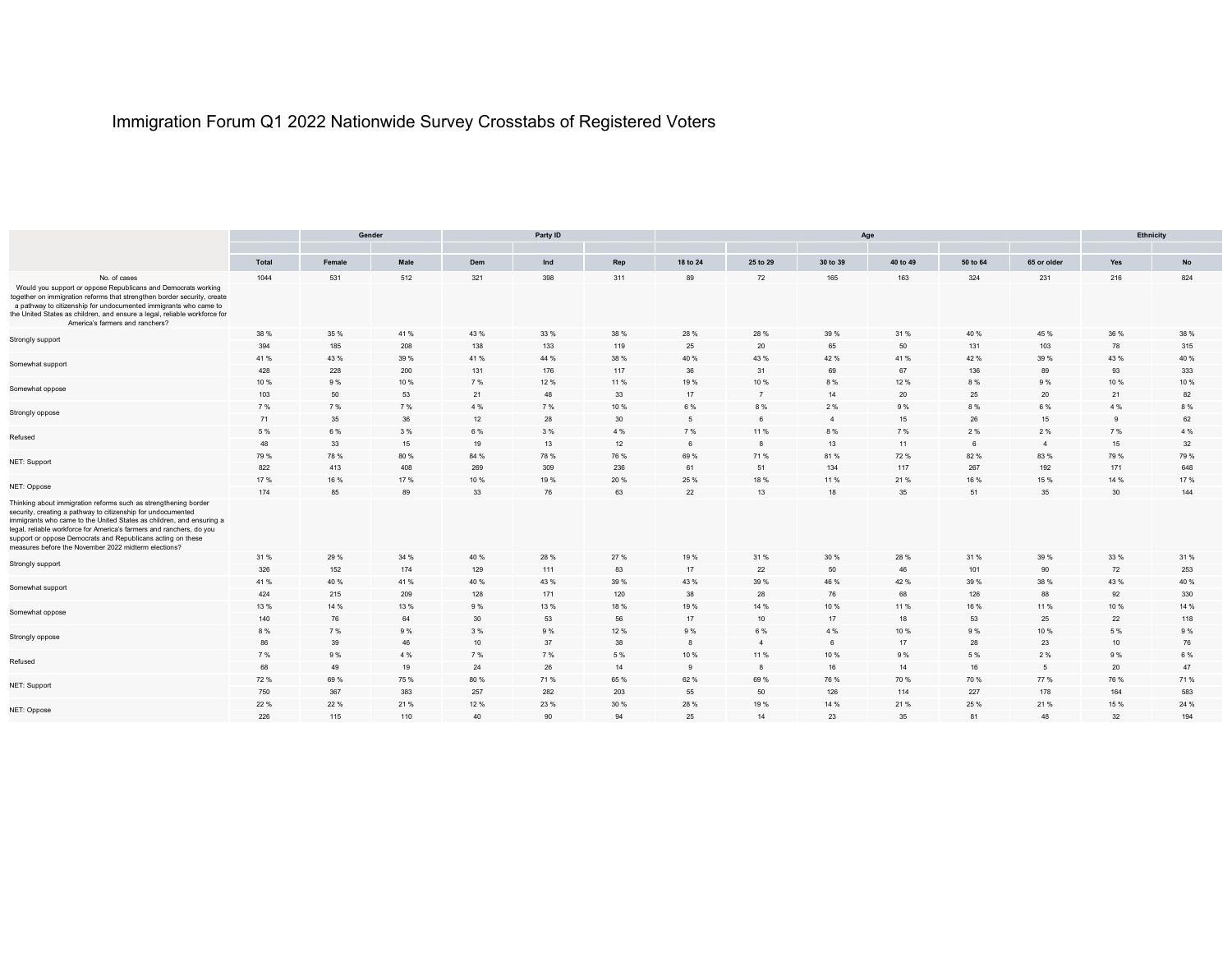# Immigration Forum Q1 2022 Nationwide Survey Crosstabs of Registered Voters

| | | Gender | | Party ID | | | Age | | | | | | Ethnicity | |
|---|---|---|---|---|---|---|---|---|---|---|---|---|---|---|
| | Total | Female | Male | Dem | Ind | Rep | 18 to 24 | 25 to 29 | 30 to 39 | 40 to 49 | 50 to 64 | 65 or older | Yes | No |
| No. of cases | 1044 | 531 | 512 | 321 | 398 | 311 | 89 | 72 | 165 | 163 | 324 | 231 | 216 | 824 |
| Would you support or oppose Republicans and Democrats working together on immigration reforms that strengthen border security, create a pathway to citizenship for undocumented immigrants who came to the United States as children, and ensure a legal, reliable workforce for America's farmers and ranchers? | | | | | | | | | | | | | | |
| Strongly support | 38 % | 35 % | 41 % | 43 % | 33 % | 38 % | 28 % | 28 % | 39 % | 31 % | 40 % | 45 % | 36 % | 38 % |
| | 394 | 185 | 208 | 138 | 133 | 119 | 25 | 20 | 65 | 50 | 131 | 103 | 78 | 315 |
| Somewhat support | 41 % | 43 % | 39 % | 41 % | 44 % | 38 % | 40 % | 43 % | 42 % | 41 % | 42 % | 39 % | 43 % | 40 % |
| | 428 | 228 | 200 | 131 | 176 | 117 | 36 | 31 | 69 | 67 | 136 | 89 | 93 | 333 |
| Somewhat oppose | 10 % | 9 % | 10 % | 7 % | 12 % | 11 % | 19 % | 10 % | 8 % | 12 % | 8 % | 9 % | 10 % | 10 % |
| | 103 | 50 | 53 | 21 | 48 | 33 | 17 | 7 | 14 | 20 | 25 | 20 | 21 | 82 |
| Strongly oppose | 7 % | 7 % | 7 % | 4 % | 7 % | 10 % | 6 % | 8 % | 2 % | 9 % | 8 % | 6 % | 4 % | 8 % |
| | 71 | 35 | 36 | 12 | 28 | 30 | 5 | 6 | 4 | 15 | 26 | 15 | 9 | 62 |
| Refused | 5 % | 6 % | 3 % | 6 % | 3 % | 4 % | 7 % | 11 % | 8 % | 7 % | 2 % | 2 % | 7 % | 4 % |
| | 48 | 33 | 15 | 19 | 13 | 12 | 6 | 8 | 13 | 11 | 6 | 4 | 15 | 32 |
| NET: Support | 79 % | 78 % | 80 % | 84 % | 78 % | 76 % | 69 % | 71 % | 81 % | 72 % | 82 % | 83 % | 79 % | 79 % |
| | 822 | 413 | 408 | 269 | 309 | 236 | 61 | 51 | 134 | 117 | 267 | 192 | 171 | 648 |
| NET: Oppose | 17 % | 16 % | 17 % | 10 % | 19 % | 20 % | 25 % | 18 % | 11 % | 21 % | 16 % | 15 % | 14 % | 17 % |
| | 174 | 85 | 89 | 33 | 76 | 63 | 22 | 13 | 18 | 35 | 51 | 35 | 30 | 144 |
| Thinking about immigration reforms such as strengthening border security, creating a pathway to citizenship for undocumented immigrants who came to the United States as children, and ensuring a legal, reliable workforce for America's farmers and ranchers, do you support or oppose Democrats and Republicans acting on these measures before the November 2022 midterm elections? | | | | | | | | | | | | | | |
| Strongly support | 31 % | 29 % | 34 % | 40 % | 28 % | 27 % | 19 % | 31 % | 30 % | 28 % | 31 % | 39 % | 33 % | 31 % |
| | 326 | 152 | 174 | 129 | 111 | 83 | 17 | 22 | 50 | 46 | 101 | 90 | 72 | 253 |
| Somewhat support | 41 % | 40 % | 41 % | 40 % | 43 % | 39 % | 43 % | 39 % | 46 % | 42 % | 39 % | 38 % | 43 % | 40 % |
| | 424 | 215 | 209 | 128 | 171 | 120 | 38 | 28 | 76 | 68 | 126 | 88 | 92 | 330 |
| Somewhat oppose | 13 % | 14 % | 13 % | 9 % | 13 % | 18 % | 19 % | 14 % | 10 % | 11 % | 16 % | 11 % | 10 % | 14 % |
| | 140 | 76 | 64 | 30 | 53 | 56 | 17 | 10 | 17 | 18 | 53 | 25 | 22 | 118 |
| Strongly oppose | 8 % | 7 % | 9 % | 3 % | 9 % | 12 % | 9 % | 6 % | 4 % | 10 % | 9 % | 10 % | 5 % | 9 % |
| | 86 | 39 | 46 | 10 | 37 | 38 | 8 | 4 | 6 | 17 | 28 | 23 | 10 | 76 |
| Refused | 7 % | 9 % | 4 % | 7 % | 7 % | 5 % | 10 % | 11 % | 10 % | 9 % | 5 % | 2 % | 9 % | 6 % |
| | 68 | 49 | 19 | 24 | 26 | 14 | 9 | 8 | 16 | 14 | 16 | 5 | 20 | 47 |
| NET: Support | 72 % | 69 % | 75 % | 80 % | 71 % | 65 % | 62 % | 69 % | 76 % | 70 % | 70 % | 77 % | 76 % | 71 % |
| | 750 | 367 | 383 | 257 | 282 | 203 | 55 | 50 | 126 | 114 | 227 | 178 | 164 | 583 |
| NET: Oppose | 22 % | 22 % | 21 % | 12 % | 23 % | 30 % | 28 % | 19 % | 14 % | 21 % | 25 % | 21 % | 15 % | 24 % |
| | 226 | 115 | 110 | 40 | 90 | 94 | 25 | 14 | 23 | 35 | 81 | 48 | 32 | 194 |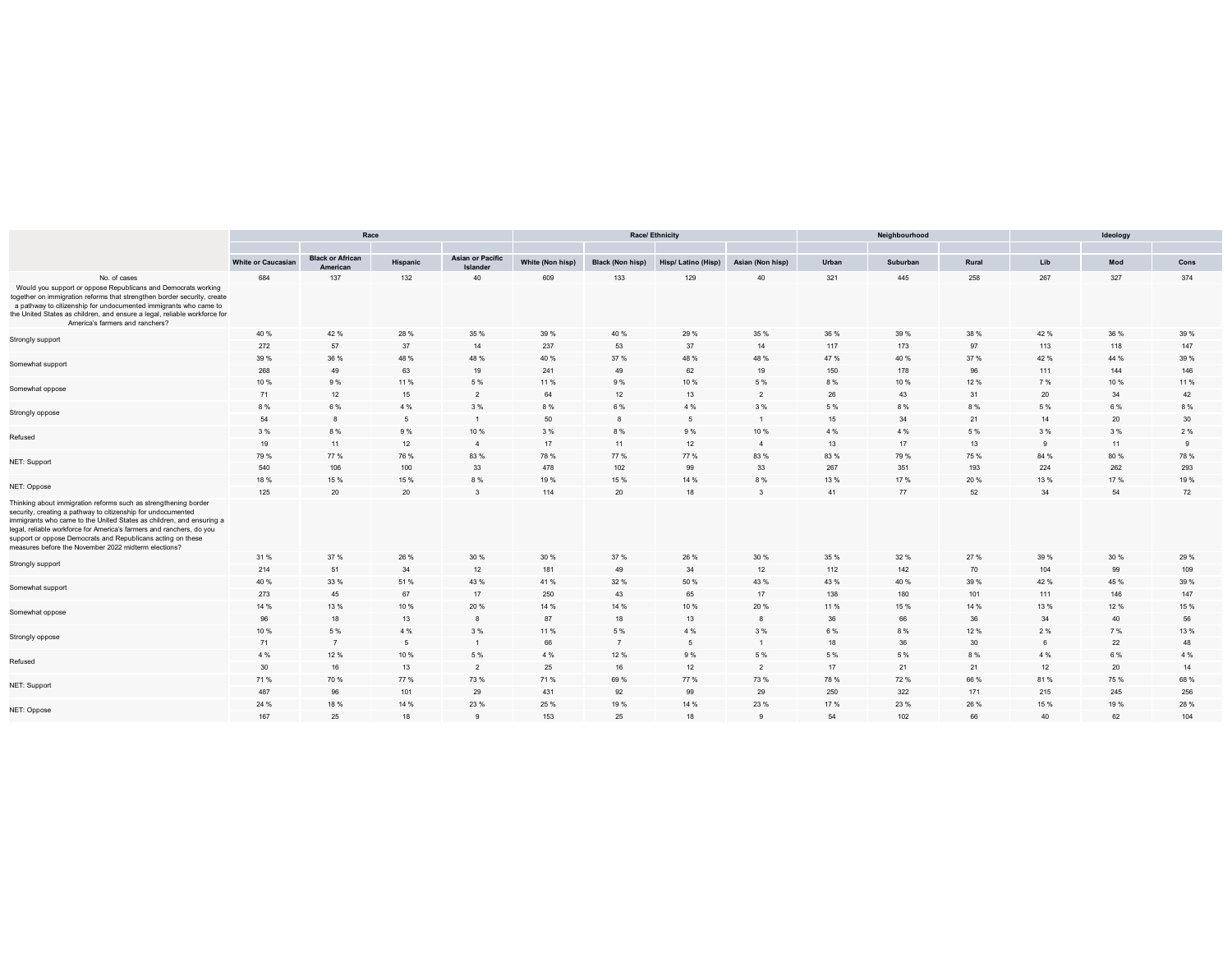| | Race | | | | Race/ Ethnicity | | | | Neighbourhood | | | Ideology | | |
|---|---|---|---|---|---|---|---|---|---|---|---|---|---|---|
| | White or Caucasian | Black or African American | Hispanic | Asian or Pacific Islander | White (Non hisp) | Black (Non hisp) | Hisp/ Latino (Hisp) | Asian (Non hisp) | Urban | Suburban | Rural | Lib | Mod | Cons |
| No. of cases | 684 | 137 | 132 | 40 | 609 | 133 | 129 | 40 | 321 | 445 | 258 | 267 | 327 | 374 |
| Would you support or oppose Republicans and Democrats working together on immigration reforms that strengthen border security, create a pathway to citizenship for undocumented immigrants who came to the United States as children, and ensure a legal, reliable workforce for America's farmers and ranchers? | | | | | | | | | | | | | | |
| Strongly support | 40 % | 42 % | 28 % | 35 % | 39 % | 40 % | 29 % | 35 % | 36 % | 39 % | 38 % | 42 % | 36 % | 39 % |
| | 272 | 57 | 37 | 14 | 237 | 53 | 37 | 14 | 117 | 173 | 97 | 113 | 118 | 147 |
| Somewhat support | 39 % | 36 % | 48 % | 48 % | 40 % | 37 % | 48 % | 48 % | 47 % | 40 % | 37 % | 42 % | 44 % | 39 % |
| | 268 | 49 | 63 | 19 | 241 | 49 | 62 | 19 | 150 | 178 | 96 | 111 | 144 | 146 |
| Somewhat oppose | 10 % | 9 % | 11 % | 5 % | 11 % | 9 % | 10 % | 5 % | 8 % | 10 % | 12 % | 7 % | 10 % | 11 % |
| | 71 | 12 | 15 | 2 | 64 | 12 | 13 | 2 | 26 | 43 | 31 | 20 | 34 | 42 |
| Strongly oppose | 8 % | 6 % | 4 % | 3 % | 8 % | 6 % | 4 % | 3 % | 5 % | 8 % | 8 % | 5 % | 6 % | 8 % |
| | 54 | 8 | 5 | 1 | 50 | 8 | 5 | 1 | 15 | 34 | 21 | 14 | 20 | 30 |
| Refused | 3 % | 8 % | 9 % | 10 % | 3 % | 8 % | 9 % | 10 % | 4 % | 4 % | 5 % | 3 % | 3 % | 2 % |
| | 19 | 11 | 12 | 4 | 17 | 11 | 12 | 4 | 13 | 17 | 13 | 9 | 11 | 9 |
| NET: Support | 79 % | 77 % | 76 % | 83 % | 78 % | 77 % | 77 % | 83 % | 83 % | 79 % | 75 % | 84 % | 80 % | 78 % |
| | 540 | 106 | 100 | 33 | 478 | 102 | 99 | 33 | 267 | 351 | 193 | 224 | 262 | 293 |
| NET: Oppose | 18 % | 15 % | 15 % | 8 % | 19 % | 15 % | 14 % | 8 % | 13 % | 17 % | 20 % | 13 % | 17 % | 19 % |
| | 125 | 20 | 20 | 3 | 114 | 20 | 18 | 3 | 41 | 77 | 52 | 34 | 54 | 72 |
| Thinking about immigration reforms such as strengthening border security, creating a pathway to citizenship for undocumented immigrants who came to the United States as children, and ensuring a legal, reliable workforce for America's farmers and ranchers, do you support or oppose Democrats and Republicans acting on these measures before the November 2022 midterm elections? | | | | | | | | | | | | | | |
| Strongly support | 31 % | 37 % | 26 % | 30 % | 30 % | 37 % | 26 % | 30 % | 35 % | 32 % | 27 % | 39 % | 30 % | 29 % |
| | 214 | 51 | 34 | 12 | 181 | 49 | 34 | 12 | 112 | 142 | 70 | 104 | 99 | 109 |
| Somewhat support | 40 % | 33 % | 51 % | 43 % | 41 % | 32 % | 50 % | 43 % | 43 % | 40 % | 39 % | 42 % | 45 % | 39 % |
| | 273 | 45 | 67 | 17 | 250 | 43 | 65 | 17 | 138 | 180 | 101 | 111 | 146 | 147 |
| Somewhat oppose | 14 % | 13 % | 10 % | 20 % | 14 % | 14 % | 10 % | 20 % | 11 % | 15 % | 14 % | 13 % | 12 % | 15 % |
| | 96 | 18 | 13 | 8 | 87 | 18 | 13 | 8 | 36 | 66 | 36 | 34 | 40 | 56 |
| Strongly oppose | 10 % | 5 % | 4 % | 3 % | 11 % | 5 % | 4 % | 3 % | 6 % | 8 % | 12 % | 2 % | 7 % | 13 % |
| | 71 | 7 | 5 | 1 | 66 | 7 | 5 | 1 | 18 | 36 | 30 | 6 | 22 | 48 |
| Refused | 4 % | 12 % | 10 % | 5 % | 4 % | 12 % | 9 % | 5 % | 5 % | 5 % | 8 % | 4 % | 6 % | 4 % |
| | 30 | 16 | 13 | 2 | 25 | 16 | 12 | 2 | 17 | 21 | 21 | 12 | 20 | 14 |
| NET: Support | 71 % | 70 % | 77 % | 73 % | 71 % | 69 % | 77 % | 73 % | 78 % | 72 % | 66 % | 81 % | 75 % | 68 % |
| | 487 | 96 | 101 | 29 | 431 | 92 | 99 | 29 | 250 | 322 | 171 | 215 | 245 | 256 |
| NET: Oppose | 24 % | 18 % | 14 % | 23 % | 25 % | 19 % | 14 % | 23 % | 17 % | 23 % | 26 % | 15 % | 19 % | 28 % |
| | 167 | 25 | 18 | 9 | 153 | 25 | 18 | 9 | 54 | 102 | 66 | 40 | 62 | 104 |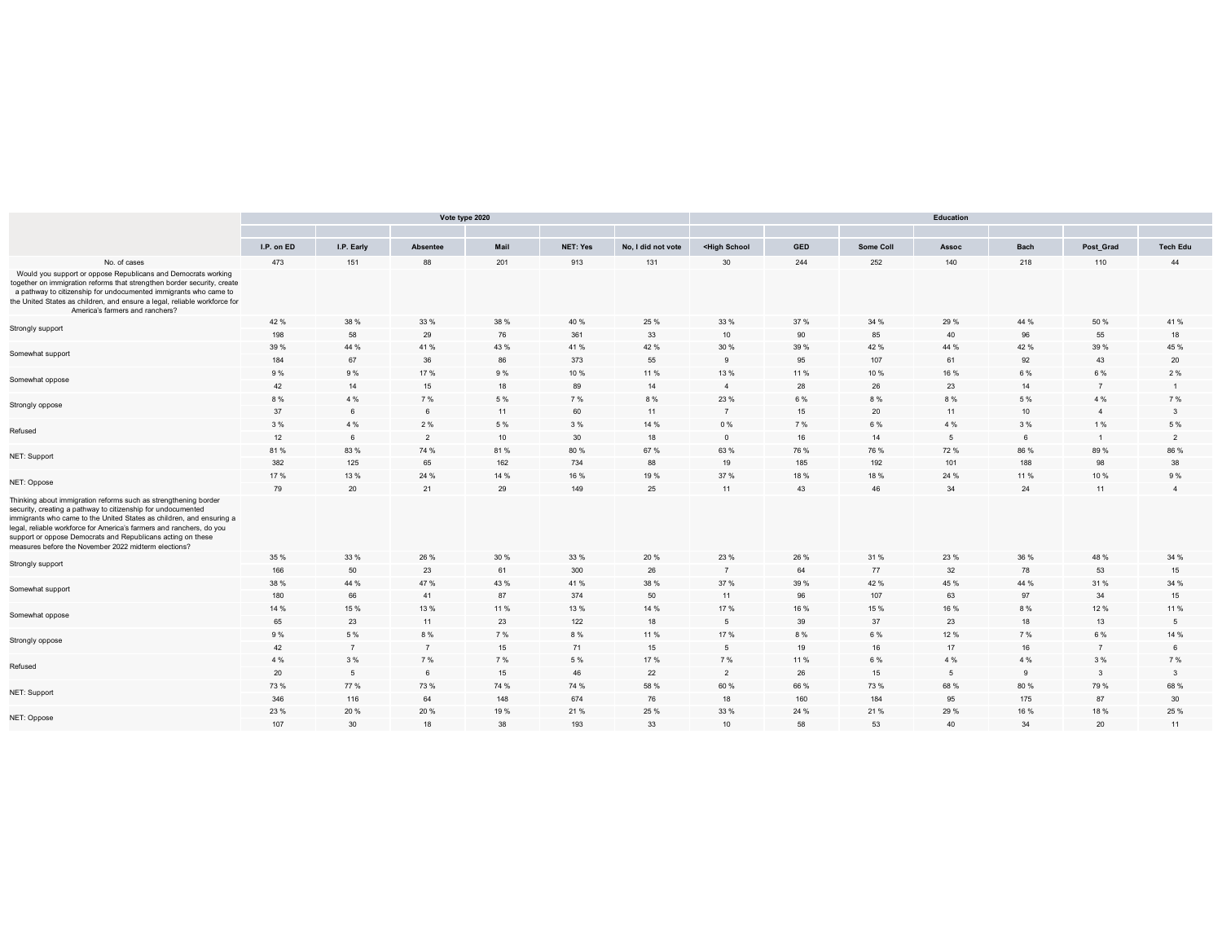| | Vote type 2020 | | | | | | Education | | | | | | |
|---|---|---|---|---|---|---|---|---|---|---|---|---|---|
| | I.P. on ED | I.P. Early | Absentee | Mail | NET: Yes | No, I did not vote | <High School | GED | Some Coll | Assoc | Bach | Post_Grad | Tech Edu |
| No. of cases | 473 | 151 | 88 | 201 | 913 | 131 | 30 | 244 | 252 | 140 | 218 | 110 | 44 |
| Would you support or oppose Republicans and Democrats working together on immigration reforms that strengthen border security, create a pathway to citizenship for undocumented immigrants who came to the United States as children, and ensure a legal, reliable workforce for America's farmers and ranchers? | | | | | | | | | | | | | |
| Strongly support | 42 % | 38 % | 33 % | 38 % | 40 % | 25 % | 33 % | 37 % | 34 % | 29 % | 44 % | 50 % | 41 % |
| | 198 | 58 | 29 | 76 | 361 | 33 | 10 | 90 | 85 | 40 | 96 | 55 | 18 |
| Somewhat support | 39 % | 44 % | 41 % | 43 % | 41 % | 42 % | 30 % | 39 % | 42 % | 44 % | 42 % | 39 % | 45 % |
| | 184 | 67 | 36 | 86 | 373 | 55 | 9 | 95 | 107 | 61 | 92 | 43 | 20 |
| Somewhat oppose | 9 % | 9 % | 17 % | 9 % | 10 % | 11 % | 13 % | 11 % | 10 % | 16 % | 6 % | 6 % | 2 % |
| | 42 | 14 | 15 | 18 | 89 | 14 | 4 | 28 | 26 | 23 | 14 | 7 | 1 |
| Strongly oppose | 8 % | 4 % | 7 % | 5 % | 7 % | 8 % | 23 % | 6 % | 8 % | 8 % | 5 % | 4 % | 7 % |
| | 37 | 6 | 6 | 11 | 60 | 11 | 7 | 15 | 20 | 11 | 10 | 4 | 3 |
| Refused | 3 % | 4 % | 2 % | 5 % | 3 % | 14 % | 0 % | 7 % | 6 % | 4 % | 3 % | 1 % | 5 % |
| | 12 | 6 | 2 | 10 | 30 | 18 | 0 | 16 | 14 | 5 | 6 | 1 | 2 |
| NET: Support | 81 % | 83 % | 74 % | 81 % | 80 % | 67 % | 63 % | 76 % | 76 % | 72 % | 86 % | 89 % | 86 % |
| | 382 | 125 | 65 | 162 | 734 | 88 | 19 | 185 | 192 | 101 | 188 | 98 | 38 |
| NET: Oppose | 17 % | 13 % | 24 % | 14 % | 16 % | 19 % | 37 % | 18 % | 18 % | 24 % | 11 % | 10 % | 9 % |
| | 79 | 20 | 21 | 29 | 149 | 25 | 11 | 43 | 46 | 34 | 24 | 11 | 4 |
| Thinking about immigration reforms such as strengthening border security, creating a pathway to citizenship for undocumented immigrants who came to the United States as children, and ensuring a legal, reliable workforce for America's farmers and ranchers, do you support or oppose Democrats and Republicans acting on these measures before the November 2022 midterm elections? | | | | | | | | | | | | | |
| Strongly support | 35 % | 33 % | 26 % | 30 % | 33 % | 20 % | 23 % | 26 % | 31 % | 23 % | 36 % | 48 % | 34 % |
| | 166 | 50 | 23 | 61 | 300 | 26 | 7 | 64 | 77 | 32 | 78 | 53 | 15 |
| Somewhat support | 38 % | 44 % | 47 % | 43 % | 41 % | 38 % | 37 % | 39 % | 42 % | 45 % | 44 % | 31 % | 34 % |
| | 180 | 66 | 41 | 87 | 374 | 50 | 11 | 96 | 107 | 63 | 97 | 34 | 15 |
| Somewhat oppose | 14 % | 15 % | 13 % | 11 % | 13 % | 14 % | 17 % | 16 % | 15 % | 16 % | 8 % | 12 % | 11 % |
| | 65 | 23 | 11 | 23 | 122 | 18 | 5 | 39 | 37 | 23 | 18 | 13 | 5 |
| Strongly oppose | 9 % | 5 % | 8 % | 7 % | 8 % | 11 % | 17 % | 8 % | 6 % | 12 % | 7 % | 6 % | 14 % |
| | 42 | 7 | 7 | 15 | 71 | 15 | 5 | 19 | 16 | 17 | 16 | 7 | 6 |
| Refused | 4 % | 3 % | 7 % | 7 % | 5 % | 17 % | 7 % | 11 % | 6 % | 4 % | 4 % | 3 % | 7 % |
| | 20 | 5 | 6 | 15 | 46 | 22 | 2 | 26 | 15 | 5 | 9 | 3 | 3 |
| NET: Support | 73 % | 77 % | 73 % | 74 % | 74 % | 58 % | 60 % | 66 % | 73 % | 68 % | 80 % | 79 % | 68 % |
| | 346 | 116 | 64 | 148 | 674 | 76 | 18 | 160 | 184 | 95 | 175 | 87 | 30 |
| NET: Oppose | 23 % | 20 % | 20 % | 19 % | 21 % | 25 % | 33 % | 24 % | 21 % | 29 % | 16 % | 18 % | 25 % |
| | 107 | 30 | 18 | 38 | 193 | 33 | 10 | 58 | 53 | 40 | 34 | 20 | 11 |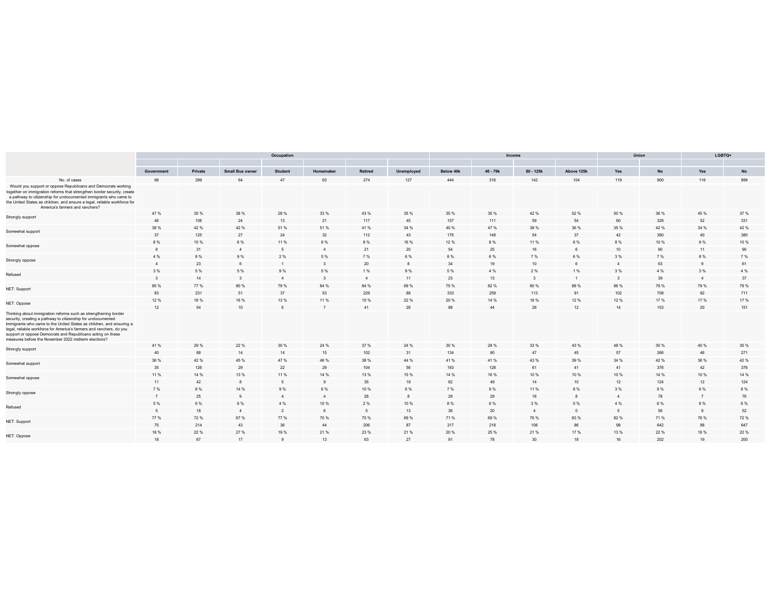| | Occupation | | | | | | | Income | | | | Union | | LGBTQ+ | |
|---|---|---|---|---|---|---|---|---|---|---|---|---|---|---|---|
| | Government | Private | Small Bus owner | Student | Homemaker | Retired | Unemployed | Below 40k | 40 - 79k | 80 - 125k | Above 125k | Yes | No | Yes | No |
| No. of cases | 98 | 299 | 64 | 47 | 63 | 274 | 127 | 444 | 316 | 142 | 104 | 119 | 900 | 116 | 899 |
| Would you support or oppose Republicans and Democrats working together on immigration reforms that strengthen border security, create a pathway to citizenship for undocumented immigrants who came to the United States as children, and ensure a legal, reliable workforce for America's farmers and ranchers? | | | | | | | | | | | | | | | |
| Strongly support | 47 % | 35 % | 38 % | 28 % | 33 % | 43 % | 35 % | 35 % | 35 % | 42 % | 52 % | 50 % | 36 % | 45 % | 37 % |
| | 46 | 106 | 24 | 13 | 21 | 117 | 45 | 157 | 111 | 59 | 54 | 60 | 328 | 52 | 331 |
| Somewhat support | 38 % | 42 % | 42 % | 51 % | 51 % | 41 % | 34 % | 40 % | 47 % | 38 % | 36 % | 35 % | 42 % | 34 % | 42 % |
| | 37 | 125 | 27 | 24 | 32 | 112 | 43 | 176 | 148 | 54 | 37 | 42 | 380 | 40 | 380 |
| Somewhat oppose | 8 % | 10 % | 6 % | 11 % | 6 % | 8 % | 16 % | 12 % | 8 % | 11 % | 6 % | 8 % | 10 % | 9 % | 10 % |
| | 8 | 31 | 4 | 5 | 4 | 21 | 20 | 54 | 25 | 16 | 6 | 10 | 90 | 11 | 90 |
| Strongly oppose | 4 % | 8 % | 9 % | 2 % | 5 % | 7 % | 6 % | 8 % | 6 % | 7 % | 6 % | 3 % | 7 % | 8 % | 7 % |
| | 4 | 23 | 6 | 1 | 3 | 20 | 8 | 34 | 19 | 10 | 6 | 4 | 63 | 9 | 61 |
| Refused | 3 % | 5 % | 5 % | 9 % | 5 % | 1 % | 9 % | 5 % | 4 % | 2 % | 1 % | 3 % | 4 % | 3 % | 4 % |
| | 3 | 14 | 3 | 4 | 3 | 4 | 11 | 23 | 13 | 3 | 1 | 3 | 39 | 4 | 37 |
| NET: Support | 85 % | 77 % | 80 % | 79 % | 84 % | 84 % | 69 % | 75 % | 82 % | 80 % | 88 % | 86 % | 79 % | 79 % | 79 % |
| | 83 | 231 | 51 | 37 | 53 | 229 | 88 | 333 | 259 | 113 | 91 | 102 | 708 | 92 | 711 |
| NET: Oppose | 12 % | 18 % | 16 % | 13 % | 11 % | 15 % | 22 % | 20 % | 14 % | 18 % | 12 % | 12 % | 17 % | 17 % | 17 % |
| | 12 | 54 | 10 | 6 | 7 | 41 | 28 | 88 | 44 | 26 | 12 | 14 | 153 | 20 | 151 |
| Thinking about immigration reforms such as strengthening border security, creating a pathway to citizenship for undocumented immigrants who came to the United States as children, and ensuring a legal, reliable workforce for America's farmers and ranchers, do you support or oppose Democrats and Republicans acting on these measures before the November 2022 midterm elections? | | | | | | | | | | | | | | | |
| Strongly support | 41 % | 29 % | 22 % | 30 % | 24 % | 37 % | 24 % | 30 % | 28 % | 33 % | 43 % | 48 % | 30 % | 40 % | 30 % |
| | 40 | 88 | 14 | 14 | 15 | 102 | 31 | 134 | 90 | 47 | 45 | 57 | 266 | 46 | 271 |
| Somewhat support | 36 % | 42 % | 45 % | 47 % | 46 % | 38 % | 44 % | 41 % | 41 % | 43 % | 39 % | 34 % | 42 % | 36 % | 42 % |
| | 35 | 126 | 29 | 22 | 29 | 104 | 56 | 183 | 128 | 61 | 41 | 41 | 376 | 42 | 376 |
| Somewhat oppose | 11 % | 14 % | 13 % | 11 % | 14 % | 13 % | 15 % | 14 % | 16 % | 10 % | 10 % | 10 % | 14 % | 10 % | 14 % |
| | 11 | 42 | 8 | 5 | 9 | 35 | 19 | 62 | 49 | 14 | 10 | 12 | 124 | 12 | 124 |
| Strongly oppose | 7 % | 8 % | 14 % | 9 % | 6 % | 10 % | 6 % | 7 % | 9 % | 11 % | 8 % | 3 % | 9 % | 6 % | 8 % |
| | 7 | 25 | 9 | 4 | 4 | 28 | 8 | 29 | 29 | 16 | 8 | 4 | 78 | 7 | 76 |
| Refused | 5 % | 6 % | 6 % | 4 % | 10 % | 2 % | 10 % | 8 % | 6 % | 3 % | 0 % | 4 % | 6 % | 8 % | 6 % |
| | 5 | 18 | 4 | 2 | 6 | 5 | 13 | 36 | 20 | 4 | 0 | 5 | 56 | 9 | 52 |
| NET: Support | 77 % | 72 % | 67 % | 77 % | 70 % | 75 % | 69 % | 71 % | 69 % | 76 % | 83 % | 82 % | 71 % | 76 % | 72 % |
| | 75 | 214 | 43 | 36 | 44 | 206 | 87 | 317 | 218 | 108 | 86 | 98 | 642 | 88 | 647 |
| NET: Oppose | 18 % | 22 % | 27 % | 19 % | 21 % | 23 % | 21 % | 20 % | 25 % | 21 % | 17 % | 13 % | 22 % | 16 % | 22 % |
| | 18 | 67 | 17 | 9 | 13 | 63 | 27 | 91 | 78 | 30 | 18 | 16 | 202 | 19 | 200 |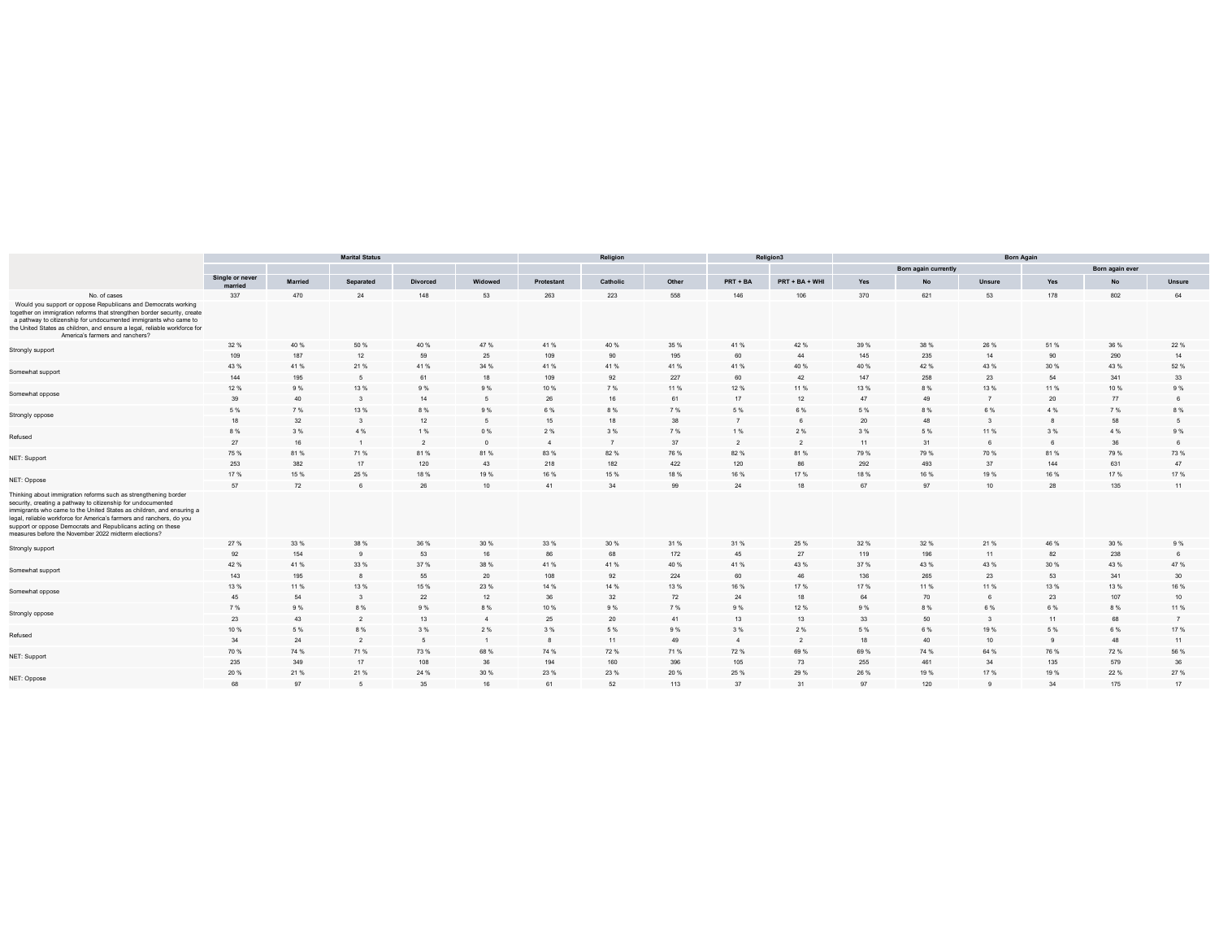| | Marital Status | | | | | Religion | | | Religion3 | | Born Again | | | | | |
|---|---|---|---|---|---|---|---|---|---|---|---|---|---|---|---|---|
| | | | | | | | | | | | Born again currently | | | Born again ever | | |
| | Single or never married | Married | Separated | Divorced | Widowed | Protestant | Catholic | Other | PRT + BA | PRT + BA + WHI | Yes | No | Unsure | Yes | No | Unsure |
| No. of cases | 337 | 470 | 24 | 148 | 53 | 263 | 223 | 558 | 146 | 106 | 370 | 621 | 53 | 178 | 802 | 64 |
| Would you support or oppose Republicans and Democrats working together on immigration reforms that strengthen border security, create a pathway to citizenship for undocumented immigrants who came to the United States as children, and ensure a legal, reliable workforce for America's farmers and ranchers? | | | | | | | | | | | | | | | | |
| Strongly support | 32 % | 40 % | 50 % | 40 % | 47 % | 41 % | 40 % | 35 % | 41 % | 42 % | 39 % | 38 % | 26 % | 51 % | 36 % | 22 % |
| | 109 | 187 | 12 | 59 | 25 | 109 | 90 | 195 | 60 | 44 | 145 | 235 | 14 | 90 | 290 | 14 |
| Somewhat support | 43 % | 41 % | 21 % | 41 % | 34 % | 41 % | 41 % | 41 % | 41 % | 40 % | 40 % | 42 % | 43 % | 30 % | 43 % | 52 % |
| | 144 | 195 | 5 | 61 | 18 | 109 | 92 | 227 | 60 | 42 | 147 | 258 | 23 | 54 | 341 | 33 |
| Somewhat oppose | 12 % | 9 % | 13 % | 9 % | 9 % | 10 % | 7 % | 11 % | 12 % | 11 % | 13 % | 8 % | 13 % | 11 % | 10 % | 9 % |
| | 39 | 40 | 3 | 14 | 5 | 26 | 16 | 61 | 17 | 12 | 47 | 49 | 7 | 20 | 77 | 6 |
| Strongly oppose | 5 % | 7 % | 13 % | 8 % | 9 % | 6 % | 8 % | 7 % | 5 % | 6 % | 5 % | 8 % | 6 % | 4 % | 7 % | 8 % |
| | 18 | 32 | 3 | 12 | 5 | 15 | 18 | 38 | 7 | 6 | 20 | 48 | 3 | 8 | 58 | 5 |
| Refused | 8 % | 3 % | 4 % | 1 % | 0 % | 2 % | 3 % | 7 % | 1 % | 2 % | 3 % | 5 % | 11 % | 3 % | 4 % | 9 % |
| | 27 | 16 | 1 | 2 | 0 | 4 | 7 | 37 | 2 | 2 | 11 | 31 | 6 | 6 | 36 | 6 |
| NET: Support | 75 % | 81 % | 71 % | 81 % | 81 % | 83 % | 82 % | 76 % | 82 % | 81 % | 79 % | 79 % | 70 % | 81 % | 79 % | 73 % |
| | 253 | 382 | 17 | 120 | 43 | 218 | 182 | 422 | 120 | 86 | 292 | 493 | 37 | 144 | 631 | 47 |
| NET: Oppose | 17 % | 15 % | 25 % | 18 % | 19 % | 16 % | 15 % | 18 % | 16 % | 17 % | 18 % | 16 % | 19 % | 16 % | 17 % | 17 % |
| | 57 | 72 | 6 | 26 | 10 | 41 | 34 | 99 | 24 | 18 | 67 | 97 | 10 | 28 | 135 | 11 |
| Thinking about immigration reforms such as strengthening border security, creating a pathway to citizenship for undocumented immigrants who came to the United States as children, and ensuring a legal, reliable workforce for America's farmers and ranchers, do you support or oppose Democrats and Republicans acting on these measures before the November 2022 midterm elections? | | | | | | | | | | | | | | | | |
| Strongly support | 27 % | 33 % | 38 % | 36 % | 30 % | 33 % | 30 % | 31 % | 31 % | 25 % | 32 % | 32 % | 21 % | 46 % | 30 % | 9 % |
| | 92 | 154 | 9 | 53 | 16 | 86 | 68 | 172 | 45 | 27 | 119 | 196 | 11 | 82 | 238 | 6 |
| Somewhat support | 42 % | 41 % | 33 % | 37 % | 38 % | 41 % | 41 % | 40 % | 41 % | 43 % | 37 % | 43 % | 43 % | 30 % | 43 % | 47 % |
| | 143 | 195 | 8 | 55 | 20 | 108 | 92 | 224 | 60 | 46 | 136 | 265 | 23 | 53 | 341 | 30 |
| Somewhat oppose | 13 % | 11 % | 13 % | 15 % | 23 % | 14 % | 14 % | 13 % | 16 % | 17 % | 17 % | 11 % | 11 % | 13 % | 13 % | 16 % |
| | 45 | 54 | 3 | 22 | 12 | 36 | 32 | 72 | 24 | 18 | 64 | 70 | 6 | 23 | 107 | 10 |
| Strongly oppose | 7 % | 9 % | 8 % | 9 % | 8 % | 10 % | 9 % | 7 % | 9 % | 12 % | 9 % | 8 % | 6 % | 6 % | 8 % | 11 % |
| | 23 | 43 | 2 | 13 | 4 | 25 | 20 | 41 | 13 | 13 | 33 | 50 | 3 | 11 | 68 | 7 |
| Refused | 10 % | 5 % | 8 % | 3 % | 2 % | 3 % | 5 % | 9 % | 3 % | 2 % | 5 % | 6 % | 19 % | 5 % | 6 % | 17 % |
| | 34 | 24 | 2 | 5 | 1 | 8 | 11 | 49 | 4 | 2 | 18 | 40 | 10 | 9 | 48 | 11 |
| NET: Support | 70 % | 74 % | 71 % | 73 % | 68 % | 74 % | 72 % | 71 % | 72 % | 69 % | 69 % | 74 % | 64 % | 76 % | 72 % | 56 % |
| | 235 | 349 | 17 | 108 | 36 | 194 | 160 | 396 | 105 | 73 | 255 | 461 | 34 | 135 | 579 | 36 |
| NET: Oppose | 20 % | 21 % | 21 % | 24 % | 30 % | 23 % | 23 % | 20 % | 25 % | 29 % | 26 % | 19 % | 17 % | 19 % | 22 % | 27 % |
| | 68 | 97 | 5 | 35 | 16 | 61 | 52 | 113 | 37 | 31 | 97 | 120 | 9 | 34 | 175 | 17 |